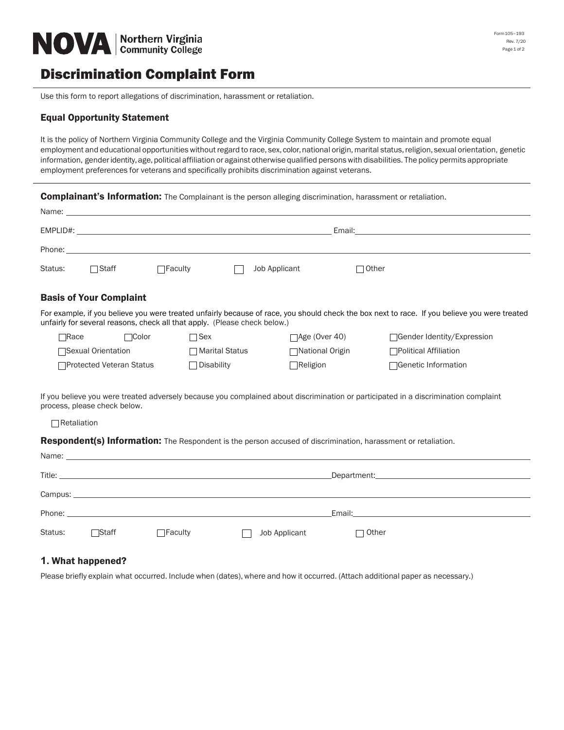NOVA | Northern Virginia Community College

# Discrimination Complaint Form

Use this form to report allegations of discrimination, harassment or retaliation.

### Equal Opportunity Statement

It is the policy of Northern Virginia Community College and the Virginia Community College System to maintain and promote equal employment and educational opportunities without regard to race, sex, color, national origin, marital status, religion, sexual orientation, genetic information, gender identity, age, political affiliation or against otherwise qualified persons with disabilities. The policy permits appropriate employment preferences for veterans and specifically prohibits discrimination against veterans.

**Complainant's Information:** The Complainant is the person alleging discrimination, harassment or retaliation.

Name: ____________________

EMPLID#: ____________________ Email: ____________________

Phone: ____________________

Status: ☐ Staff ☐ Faculty ☐ Job Applicant ☐ Other

### Basis of Your Complaint

For example, if you believe you were treated unfairly because of race, you should check the box next to race. If you believe you were treated unfairly for several reasons, check all that apply. (Please check below.)

☐ Race ☐ Color ☐ Sex ☐ Age (Over 40) ☐ Gender Identity/Expression

☐ Sexual Orientation ☐ Marital Status ☐ National Origin ☐ Political Affiliation

☐ Protected Veteran Status ☐ Disability ☐ Religion ☐ Genetic Information

If you believe you were treated adversely because you complained about discrimination or participated in a discrimination complaint process, please check below.

☐ Retaliation

**Respondent(s) Information:** The Respondent is the person accused of discrimination, harassment or retaliation.

Name: ____________________

Title: ____________________ Department: ____________________

Campus: ____________________

Phone: ____________________ Email: ____________________

Status: ☐ Staff ☐ Faculty ☐ Job Applicant ☐ Other

### 1. What happened?

Please briefly explain what occurred. Include when (dates), where and how it occurred. (Attach additional paper as necessary.)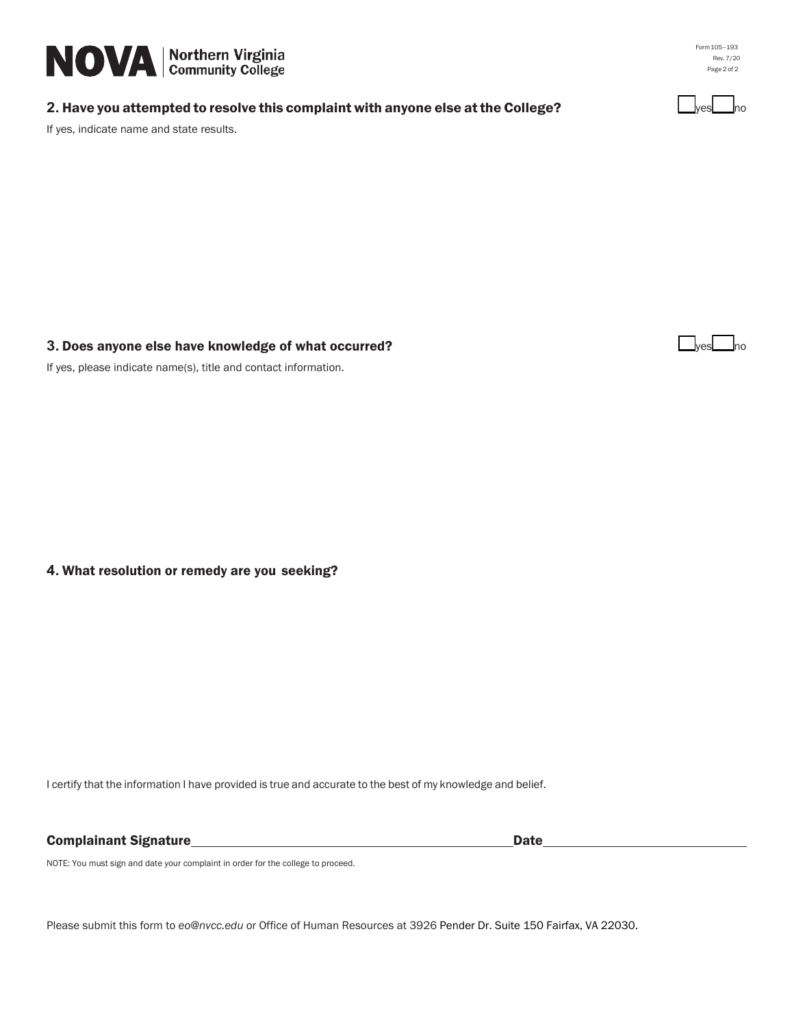## 2. Have you attempted to resolve this complaint with anyone else at the College?

☐ yes ☐ no

If yes, indicate name and state results.

## 3. Does anyone else have knowledge of what occurred?

☐ yes ☐ no

If yes, please indicate name(s), title and contact information.

## 4. What resolution or remedy are you seeking?

I certify that the information I have provided is true and accurate to the best of my knowledge and belief.

**Complainant Signature** ______________________________ **Date** ____________________

NOTE: You must sign and date your complaint in order for the college to proceed.

Please submit this form to *eo@nvcc.edu* or Office of Human Resources at 3926 Pender Dr. Suite 150 Fairfax, VA 22030.